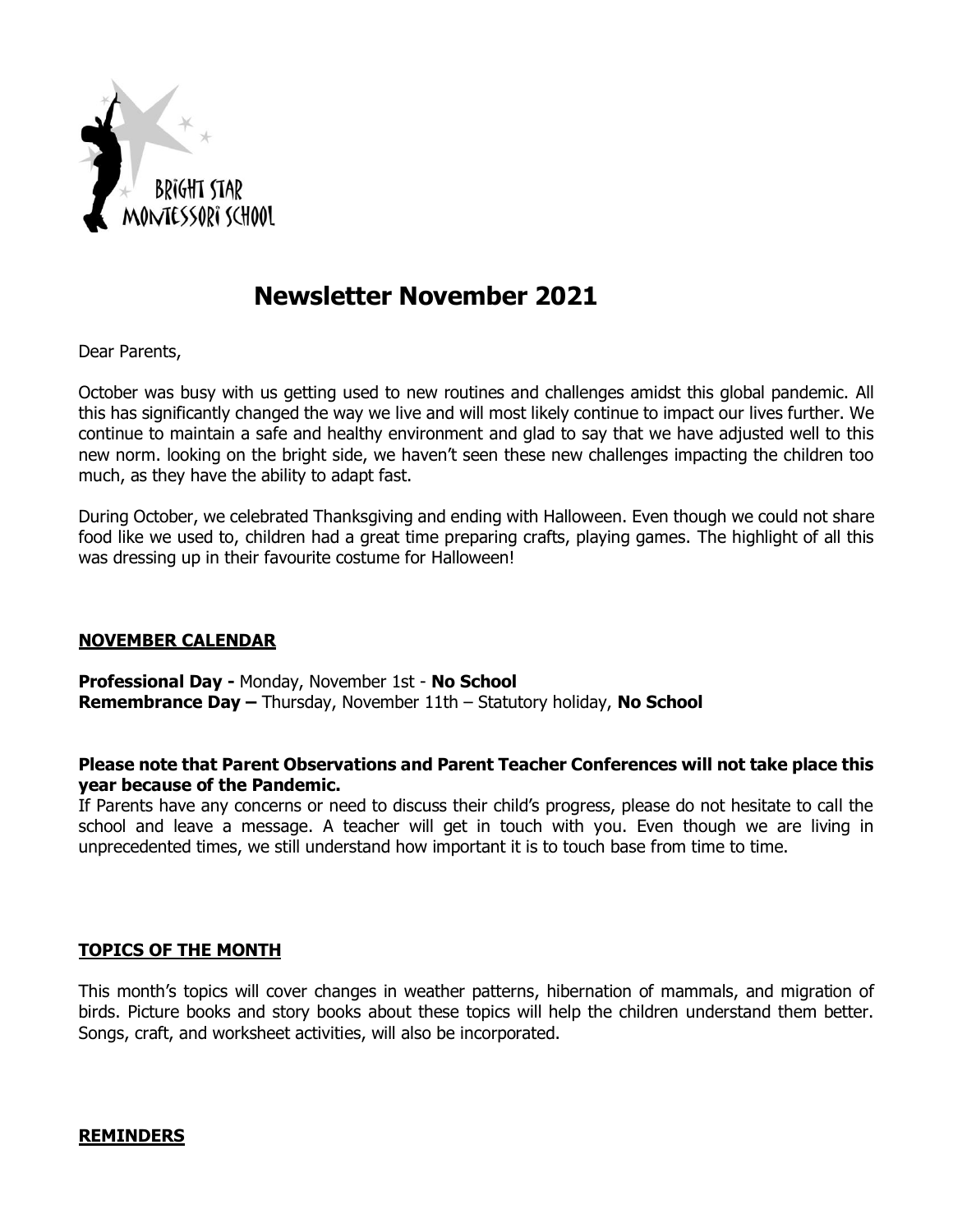BRIGHT STAR MONTESSORI SCHOOL

# Newsletter November 2021

Dear Parents,

October was busy with us getting used to new routines and challenges amidst this global pandemic. All this has significantly changed the way we live and will most likely continue to impact our lives further. We continue to maintain a safe and healthy environment and glad to say that we have adjusted well to this new norm. looking on the bright side, we haven't seen these new challenges impacting the children too much, as they have the ability to adapt fast.

During October, we celebrated Thanksgiving and ending with Halloween. Even though we could not share food like we used to, children had a great time preparing crafts, playing games. The highlight of all this was dressing up in their favourite costume for Halloween!

## NOVEMBER CALENDAR

**Professional Day -** Monday, November 1st - **No School**
**Remembrance Day –** Thursday, November 11th – Statutory holiday, **No School**

**Please note that Parent Observations and Parent Teacher Conferences will not take place this year because of the Pandemic.**
If Parents have any concerns or need to discuss their child's progress, please do not hesitate to call the school and leave a message. A teacher will get in touch with you. Even though we are living in unprecedented times, we still understand how important it is to touch base from time to time.

## TOPICS OF THE MONTH

This month's topics will cover changes in weather patterns, hibernation of mammals, and migration of birds. Picture books and story books about these topics will help the children understand them better. Songs, craft, and worksheet activities, will also be incorporated.

## REMINDERS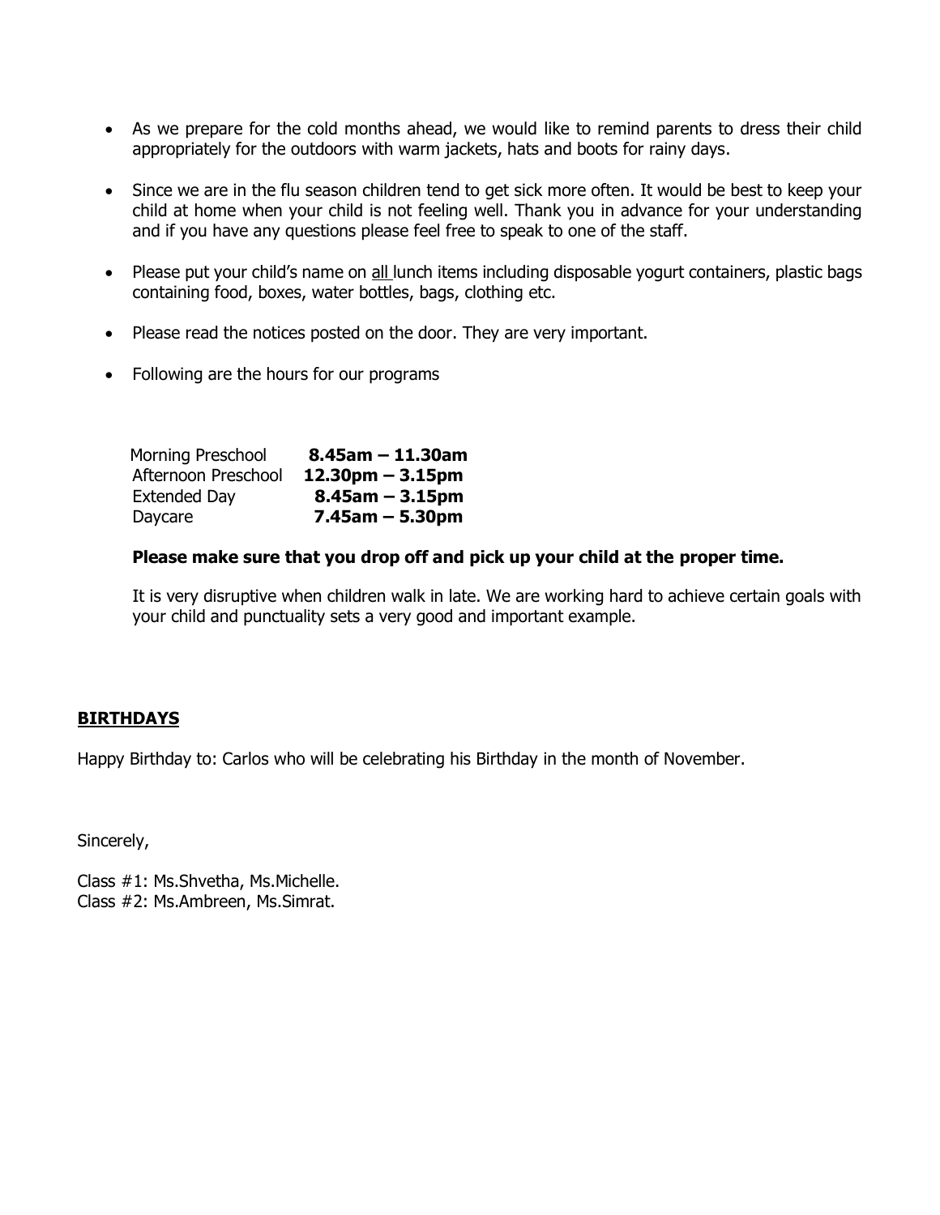- As we prepare for the cold months ahead, we would like to remind parents to dress their child appropriately for the outdoors with warm jackets, hats and boots for rainy days.

- Since we are in the flu season children tend to get sick more often. It would be best to keep your child at home when your child is not feeling well. Thank you in advance for your understanding and if you have any questions please feel free to speak to one of the staff.

- Please put your child's name on all lunch items including disposable yogurt containers, plastic bags containing food, boxes, water bottles, bags, clothing etc.

- Please read the notices posted on the door. They are very important.

- Following are the hours for our programs

| | |
|---|---|
| Morning Preschool | **8.45am – 11.30am** |
| Afternoon Preschool | **12.30pm – 3.15pm** |
| Extended Day | **8.45am – 3.15pm** |
| Daycare | **7.45am – 5.30pm** |

**Please make sure that you drop off and pick up your child at the proper time.**

It is very disruptive when children walk in late. We are working hard to achieve certain goals with your child and punctuality sets a very good and important example.

## BIRTHDAYS

Happy Birthday to: Carlos who will be celebrating his Birthday in the month of November.

Sincerely,

Class #1: Ms.Shvetha, Ms.Michelle.
Class #2: Ms.Ambreen, Ms.Simrat.